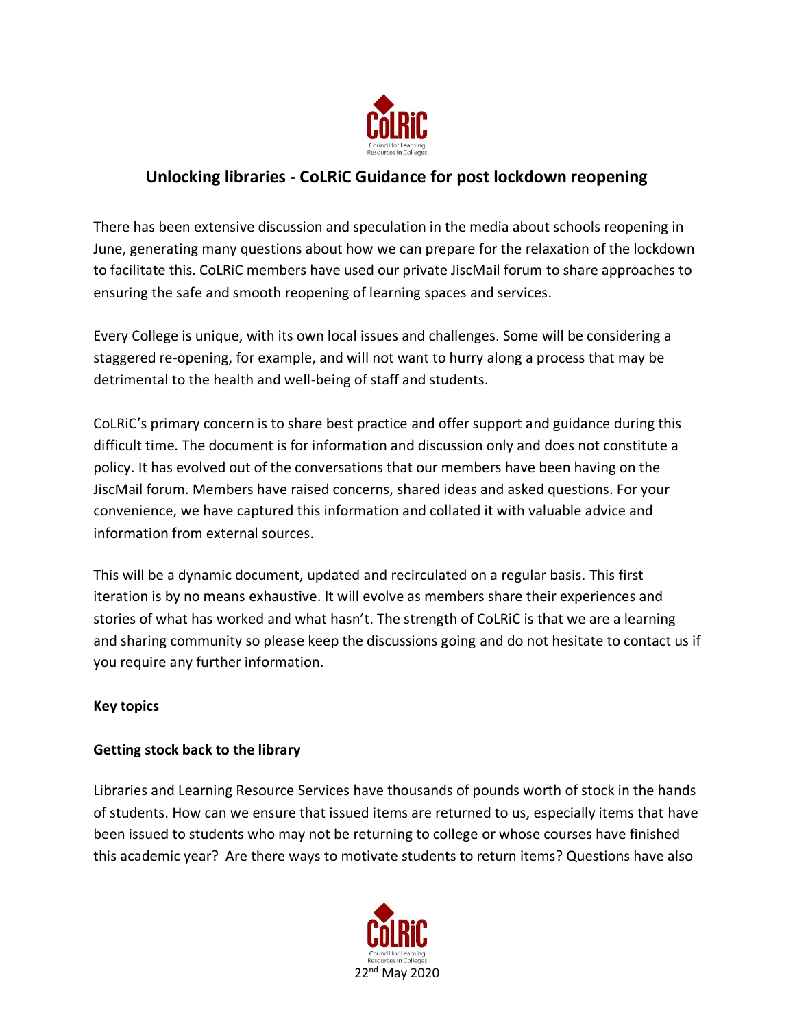# Unlocking libraries - CoLRiC Guidance for post lockdown reopening

There has been extensive discussion and speculation in the media about schools reopening in June, generating many questions about how we can prepare for the relaxation of the lockdown to facilitate this. CoLRiC members have used our private JiscMail forum to share approaches to ensuring the safe and smooth reopening of learning spaces and services.

Every College is unique, with its own local issues and challenges. Some will be considering a staggered re-opening, for example, and will not want to hurry along a process that may be detrimental to the health and well-being of staff and students.

CoLRiC's primary concern is to share best practice and offer support and guidance during this difficult time. The document is for information and discussion only and does not constitute a policy. It has evolved out of the conversations that our members have been having on the JiscMail forum. Members have raised concerns, shared ideas and asked questions. For your convenience, we have captured this information and collated it with valuable advice and information from external sources.

This will be a dynamic document, updated and recirculated on a regular basis. This first iteration is by no means exhaustive. It will evolve as members share their experiences and stories of what has worked and what hasn't. The strength of CoLRiC is that we are a learning and sharing community so please keep the discussions going and do not hesitate to contact us if you require any further information.

**Key topics**

**Getting stock back to the library**

Libraries and Learning Resource Services have thousands of pounds worth of stock in the hands of students. How can we ensure that issued items are returned to us, especially items that have been issued to students who may not be returning to college or whose courses have finished this academic year? Are there ways to motivate students to return items? Questions have also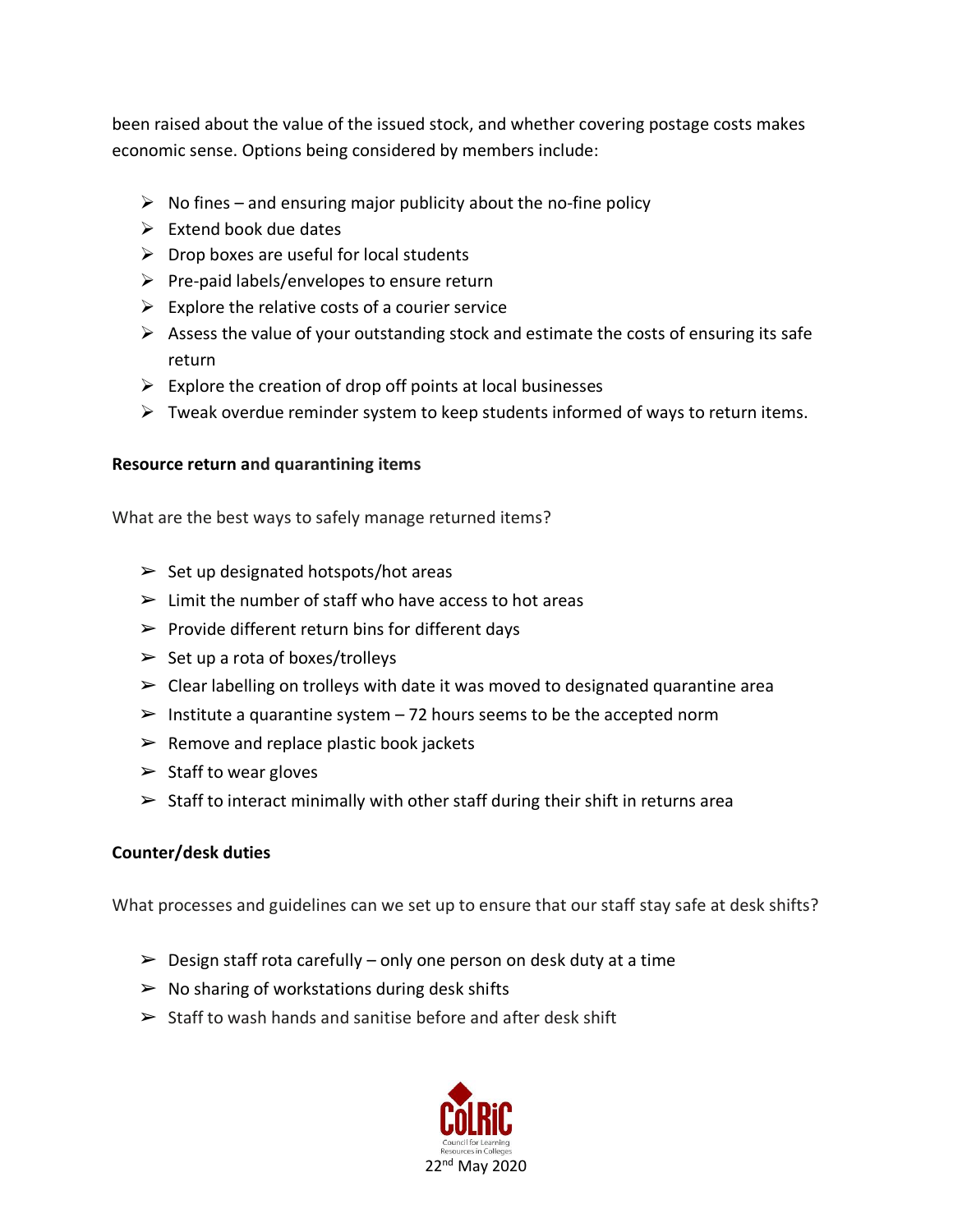been raised about the value of the issued stock, and whether covering postage costs makes economic sense. Options being considered by members include:

- No fines – and ensuring major publicity about the no-fine policy
- Extend book due dates
- Drop boxes are useful for local students
- Pre-paid labels/envelopes to ensure return
- Explore the relative costs of a courier service
- Assess the value of your outstanding stock and estimate the costs of ensuring its safe return
- Explore the creation of drop off points at local businesses
- Tweak overdue reminder system to keep students informed of ways to return items.

**Resource return and quarantining items**

What are the best ways to safely manage returned items?

- Set up designated hotspots/hot areas
- Limit the number of staff who have access to hot areas
- Provide different return bins for different days
- Set up a rota of boxes/trolleys
- Clear labelling on trolleys with date it was moved to designated quarantine area
- Institute a quarantine system – 72 hours seems to be the accepted norm
- Remove and replace plastic book jackets
- Staff to wear gloves
- Staff to interact minimally with other staff during their shift in returns area

**Counter/desk duties**

What processes and guidelines can we set up to ensure that our staff stay safe at desk shifts?

- Design staff rota carefully – only one person on desk duty at a time
- No sharing of workstations during desk shifts
- Staff to wash hands and sanitise before and after desk shift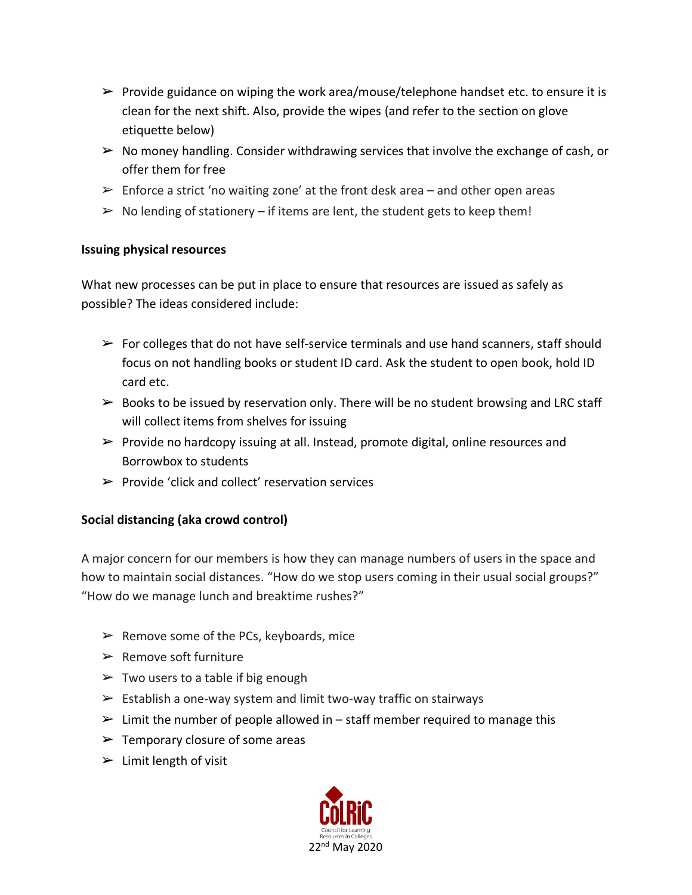- Provide guidance on wiping the work area/mouse/telephone handset etc. to ensure it is clean for the next shift. Also, provide the wipes (and refer to the section on glove etiquette below)
- No money handling. Consider withdrawing services that involve the exchange of cash, or offer them for free
- Enforce a strict 'no waiting zone' at the front desk area – and other open areas
- No lending of stationery – if items are lent, the student gets to keep them!

**Issuing physical resources**

What new processes can be put in place to ensure that resources are issued as safely as possible? The ideas considered include:

- For colleges that do not have self-service terminals and use hand scanners, staff should focus on not handling books or student ID card. Ask the student to open book, hold ID card etc.
- Books to be issued by reservation only. There will be no student browsing and LRC staff will collect items from shelves for issuing
- Provide no hardcopy issuing at all. Instead, promote digital, online resources and Borrowbox to students
- Provide 'click and collect' reservation services

**Social distancing (aka crowd control)**

A major concern for our members is how they can manage numbers of users in the space and how to maintain social distances. "How do we stop users coming in their usual social groups?" "How do we manage lunch and breaktime rushes?"

- Remove some of the PCs, keyboards, mice
- Remove soft furniture
- Two users to a table if big enough
- Establish a one-way system and limit two-way traffic on stairways
- Limit the number of people allowed in – staff member required to manage this
- Temporary closure of some areas
- Limit length of visit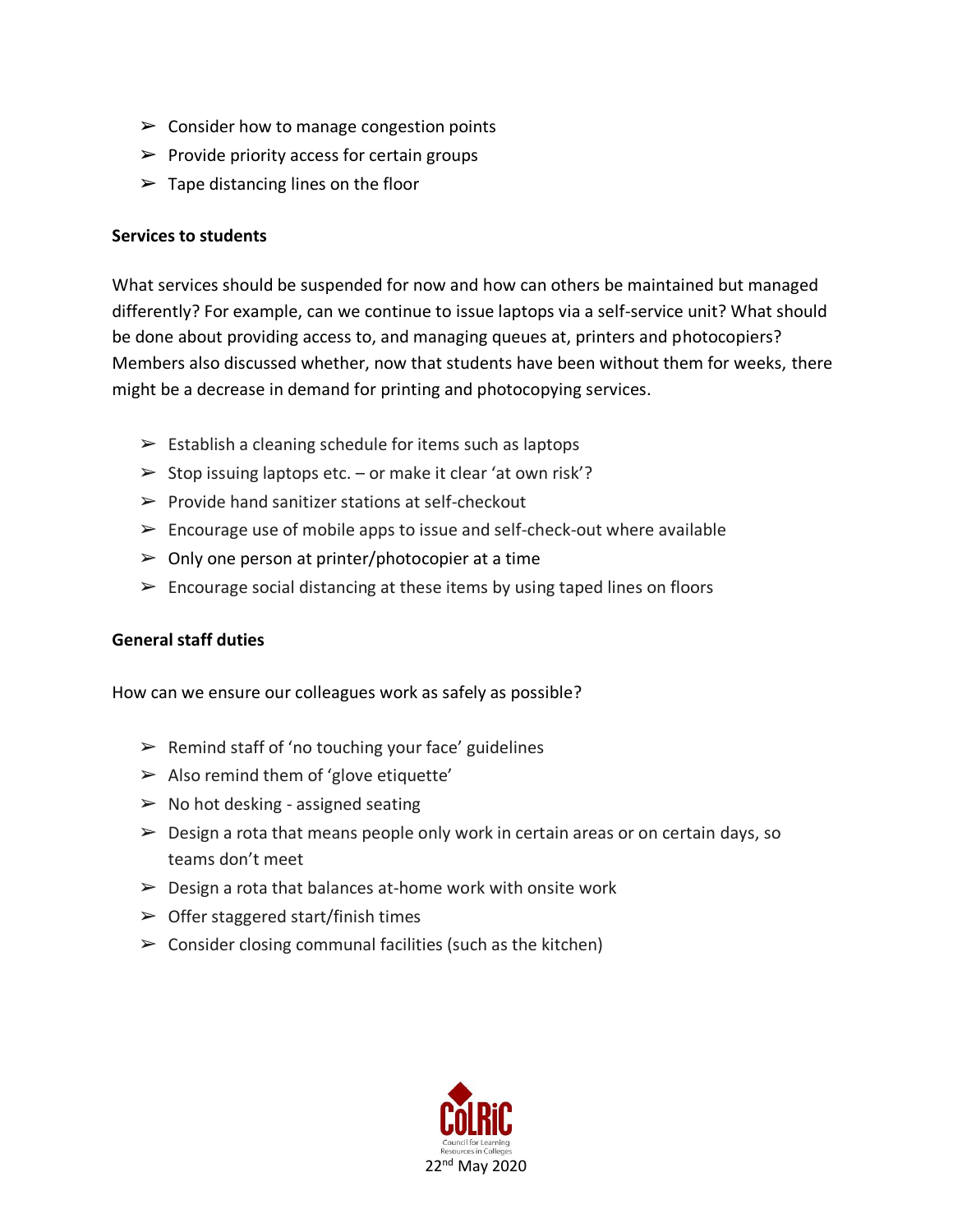- Consider how to manage congestion points
- Provide priority access for certain groups
- Tape distancing lines on the floor

**Services to students**

What services should be suspended for now and how can others be maintained but managed differently? For example, can we continue to issue laptops via a self-service unit? What should be done about providing access to, and managing queues at, printers and photocopiers? Members also discussed whether, now that students have been without them for weeks, there might be a decrease in demand for printing and photocopying services.

- Establish a cleaning schedule for items such as laptops
- Stop issuing laptops etc. – or make it clear 'at own risk'?
- Provide hand sanitizer stations at self-checkout
- Encourage use of mobile apps to issue and self-check-out where available
- Only one person at printer/photocopier at a time
- Encourage social distancing at these items by using taped lines on floors

**General staff duties**

How can we ensure our colleagues work as safely as possible?

- Remind staff of 'no touching your face' guidelines
- Also remind them of 'glove etiquette'
- No hot desking - assigned seating
- Design a rota that means people only work in certain areas or on certain days, so teams don't meet
- Design a rota that balances at-home work with onsite work
- Offer staggered start/finish times
- Consider closing communal facilities (such as the kitchen)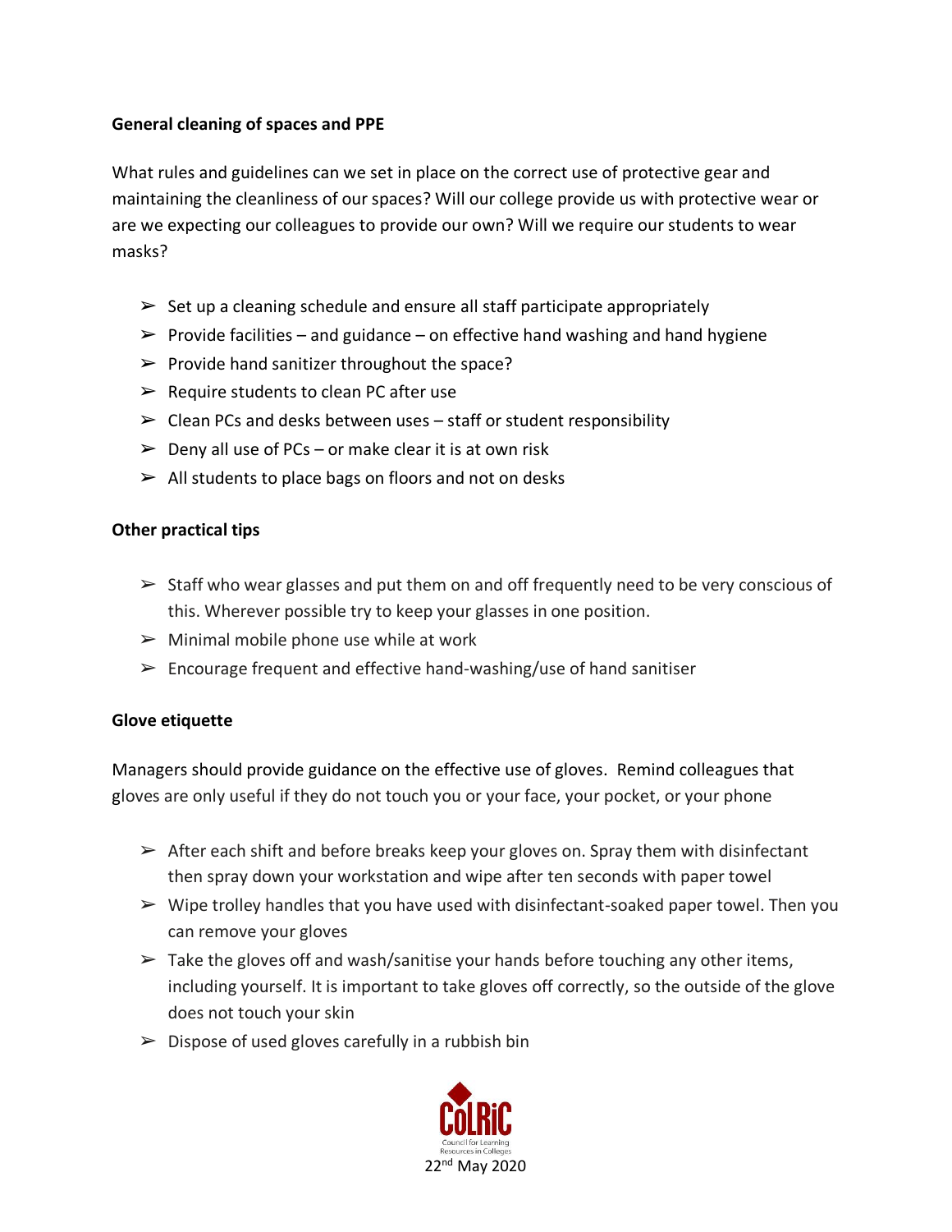**General cleaning of spaces and PPE**

What rules and guidelines can we set in place on the correct use of protective gear and maintaining the cleanliness of our spaces? Will our college provide us with protective wear or are we expecting our colleagues to provide our own? Will we require our students to wear masks?

- Set up a cleaning schedule and ensure all staff participate appropriately
- Provide facilities – and guidance – on effective hand washing and hand hygiene
- Provide hand sanitizer throughout the space?
- Require students to clean PC after use
- Clean PCs and desks between uses – staff or student responsibility
- Deny all use of PCs – or make clear it is at own risk
- All students to place bags on floors and not on desks

**Other practical tips**

- Staff who wear glasses and put them on and off frequently need to be very conscious of this. Wherever possible try to keep your glasses in one position.
- Minimal mobile phone use while at work
- Encourage frequent and effective hand-washing/use of hand sanitiser

**Glove etiquette**

Managers should provide guidance on the effective use of gloves. Remind colleagues that gloves are only useful if they do not touch you or your face, your pocket, or your phone

- After each shift and before breaks keep your gloves on. Spray them with disinfectant then spray down your workstation and wipe after ten seconds with paper towel
- Wipe trolley handles that you have used with disinfectant-soaked paper towel. Then you can remove your gloves
- Take the gloves off and wash/sanitise your hands before touching any other items, including yourself. It is important to take gloves off correctly, so the outside of the glove does not touch your skin
- Dispose of used gloves carefully in a rubbish bin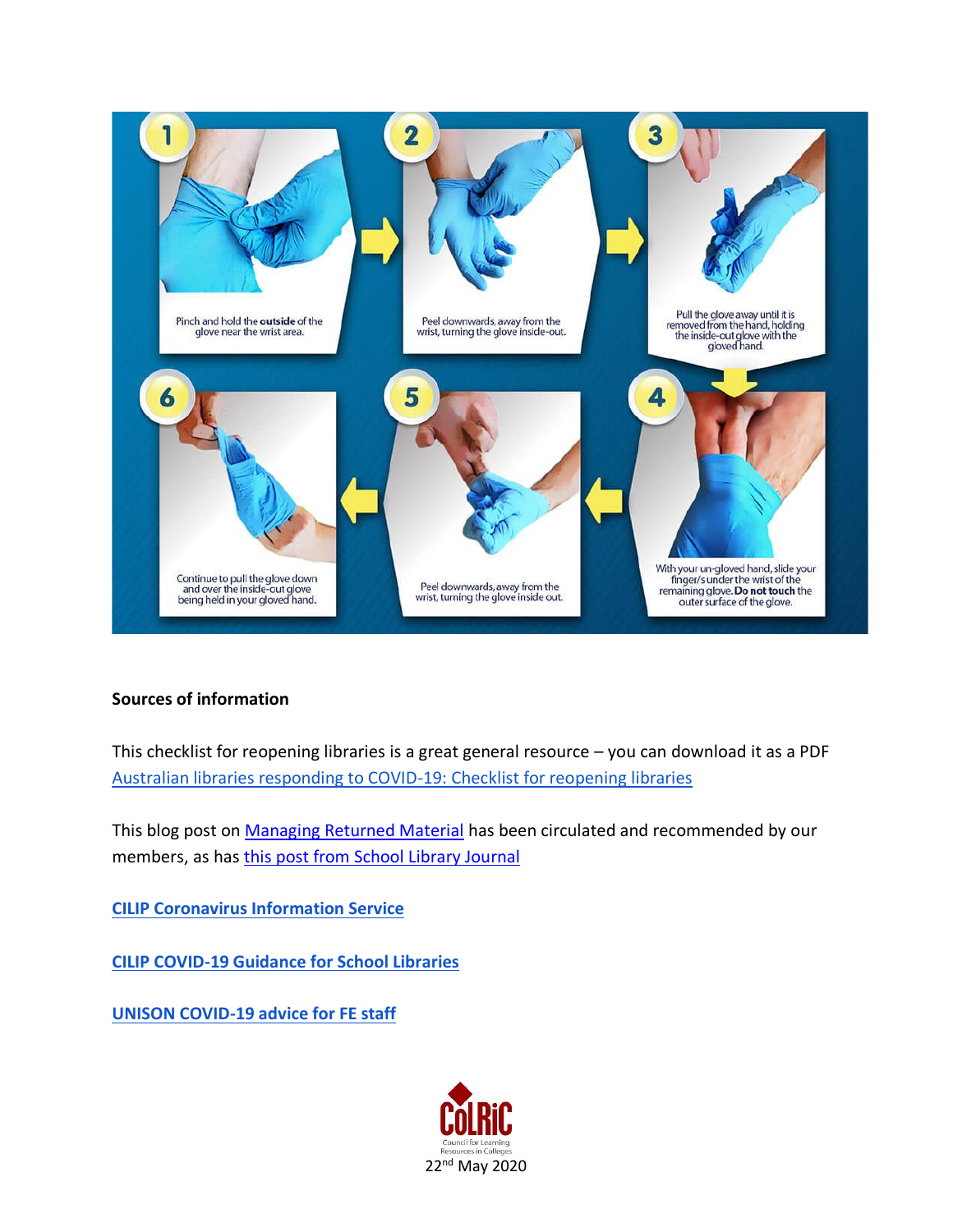1. Pinch and hold the **outside** of the glove near the wrist area.
2. Peel downwards, away from the wrist, turning the glove inside-out.
3. Pull the glove away until it is removed from the hand, holding the inside-out glove with the gloved hand.
4. With your un-gloved hand, slide your finger/s under the wrist of the remaining glove. **Do not touch** the outer surface of the glove.
5. Peel downwards, away from the wrist, turning the glove inside out.
6. Continue to pull the glove down and over the inside-out glove being held in your gloved hand.

**Sources of information**

This checklist for reopening libraries is a great general resource – you can download it as a PDF [Australian libraries responding to COVID-19: Checklist for reopening libraries]

This blog post on [Managing Returned Material] has been circulated and recommended by our members, as has [this post from School Library Journal]

**[CILIP Coronavirus Information Service]**

**[CILIP COVID-19 Guidance for School Libraries]**

**[UNISON COVID-19 advice for FE staff]**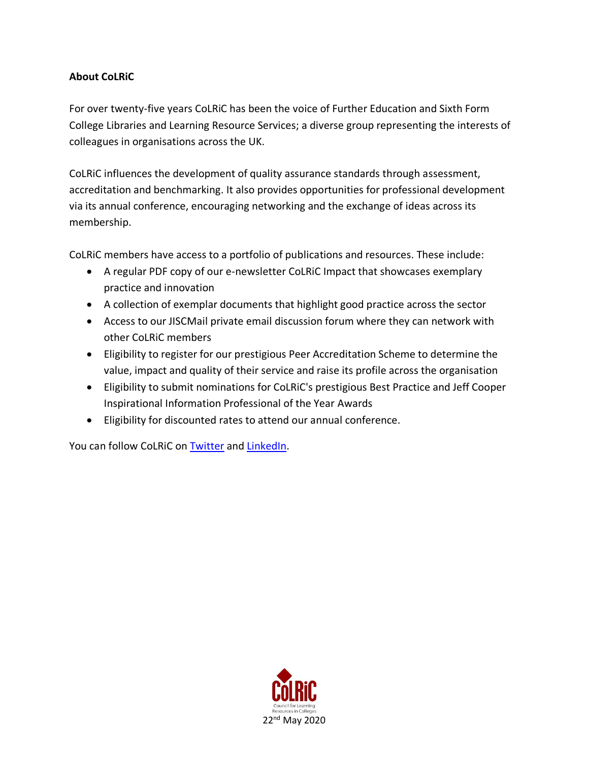**About CoLRiC**

For over twenty-five years CoLRiC has been the voice of Further Education and Sixth Form College Libraries and Learning Resource Services; a diverse group representing the interests of colleagues in organisations across the UK.

CoLRiC influences the development of quality assurance standards through assessment, accreditation and benchmarking. It also provides opportunities for professional development via its annual conference, encouraging networking and the exchange of ideas across its membership.

CoLRiC members have access to a portfolio of publications and resources. These include:

- A regular PDF copy of our e-newsletter CoLRiC Impact that showcases exemplary practice and innovation
- A collection of exemplar documents that highlight good practice across the sector
- Access to our JISCMail private email discussion forum where they can network with other CoLRiC members
- Eligibility to register for our prestigious Peer Accreditation Scheme to determine the value, impact and quality of their service and raise its profile across the organisation
- Eligibility to submit nominations for CoLRiC's prestigious Best Practice and Jeff Cooper Inspirational Information Professional of the Year Awards
- Eligibility for discounted rates to attend our annual conference.

You can follow CoLRiC on Twitter and LinkedIn.

CoLRiC
Council for Learning Resources in Colleges

22nd May 2020